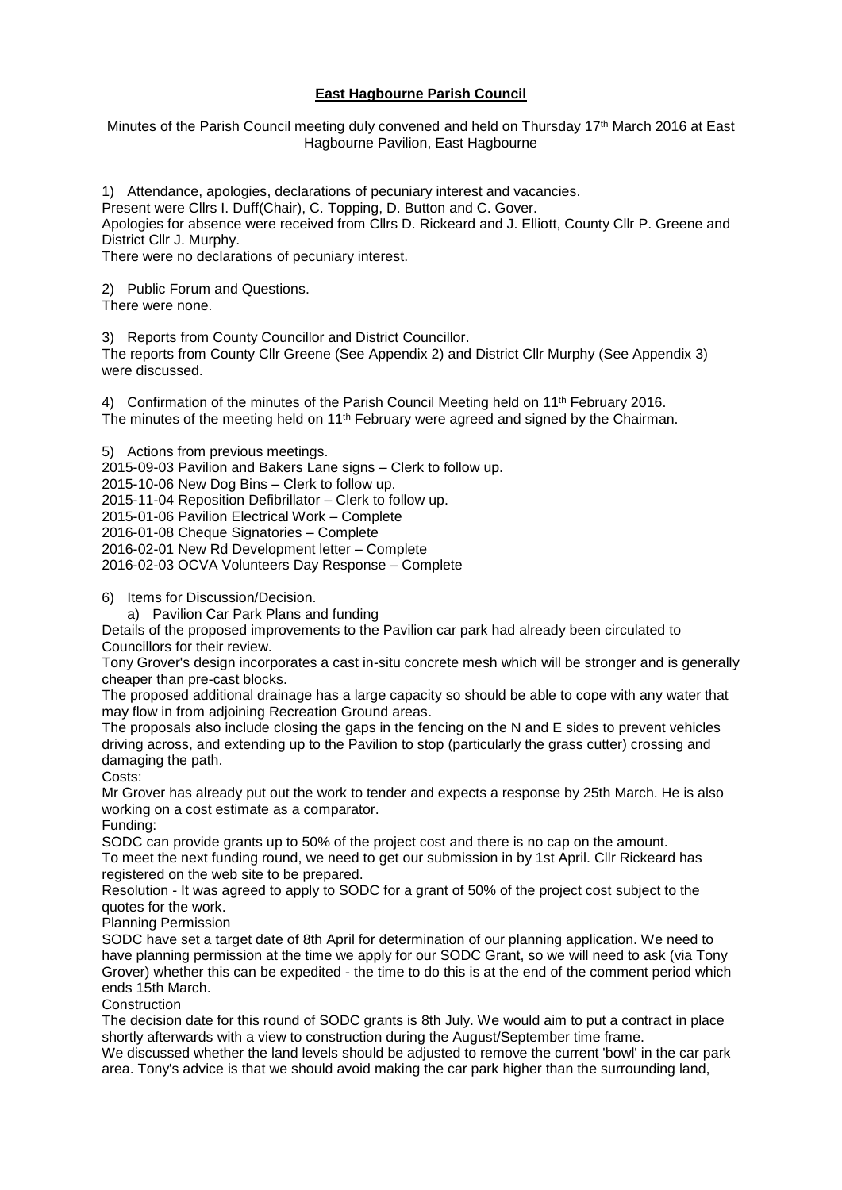# East Hagbourne Parish Council

Minutes of the Parish Council meeting duly convened and held on Thursday 17th March 2016 at East Hagbourne Pavilion, East Hagbourne

1) Attendance, apologies, declarations of pecuniary interest and vacancies.
Present were Cllrs I. Duff(Chair), C. Topping, D. Button and C. Gover.
Apologies for absence were received from Cllrs D. Rickeard and J. Elliott, County Cllr P. Greene and District Cllr J. Murphy.
There were no declarations of pecuniary interest.

2) Public Forum and Questions.
There were none.

3) Reports from County Councillor and District Councillor.
The reports from County Cllr Greene (See Appendix 2) and District Cllr Murphy (See Appendix 3) were discussed.

4) Confirmation of the minutes of the Parish Council Meeting held on 11th February 2016.
The minutes of the meeting held on 11th February were agreed and signed by the Chairman.

5) Actions from previous meetings.
2015-09-03 Pavilion and Bakers Lane signs – Clerk to follow up.
2015-10-06 New Dog Bins – Clerk to follow up.
2015-11-04 Reposition Defibrillator – Clerk to follow up.
2015-01-06 Pavilion Electrical Work – Complete
2016-01-08 Cheque Signatories – Complete
2016-02-01 New Rd Development letter – Complete
2016-02-03 OCVA Volunteers Day Response – Complete

6) Items for Discussion/Decision.

a) Pavilion Car Park Plans and funding

Details of the proposed improvements to the Pavilion car park had already been circulated to Councillors for their review.
Tony Grover's design incorporates a cast in-situ concrete mesh which will be stronger and is generally cheaper than pre-cast blocks.
The proposed additional drainage has a large capacity so should be able to cope with any water that may flow in from adjoining Recreation Ground areas.
The proposals also include closing the gaps in the fencing on the N and E sides to prevent vehicles driving across, and extending up to the Pavilion to stop (particularly the grass cutter) crossing and damaging the path.
Costs:
Mr Grover has already put out the work to tender and expects a response by 25th March. He is also working on a cost estimate as a comparator.
Funding:
SODC can provide grants up to 50% of the project cost and there is no cap on the amount.
To meet the next funding round, we need to get our submission in by 1st April. Cllr Rickeard has registered on the web site to be prepared.
Resolution - It was agreed to apply to SODC for a grant of 50% of the project cost subject to the quotes for the work.
Planning Permission
SODC have set a target date of 8th April for determination of our planning application. We need to have planning permission at the time we apply for our SODC Grant, so we will need to ask (via Tony Grover) whether this can be expedited - the time to do this is at the end of the comment period which ends 15th March.
Construction
The decision date for this round of SODC grants is 8th July. We would aim to put a contract in place shortly afterwards with a view to construction during the August/September time frame.
We discussed whether the land levels should be adjusted to remove the current 'bowl' in the car park area. Tony's advice is that we should avoid making the car park higher than the surrounding land,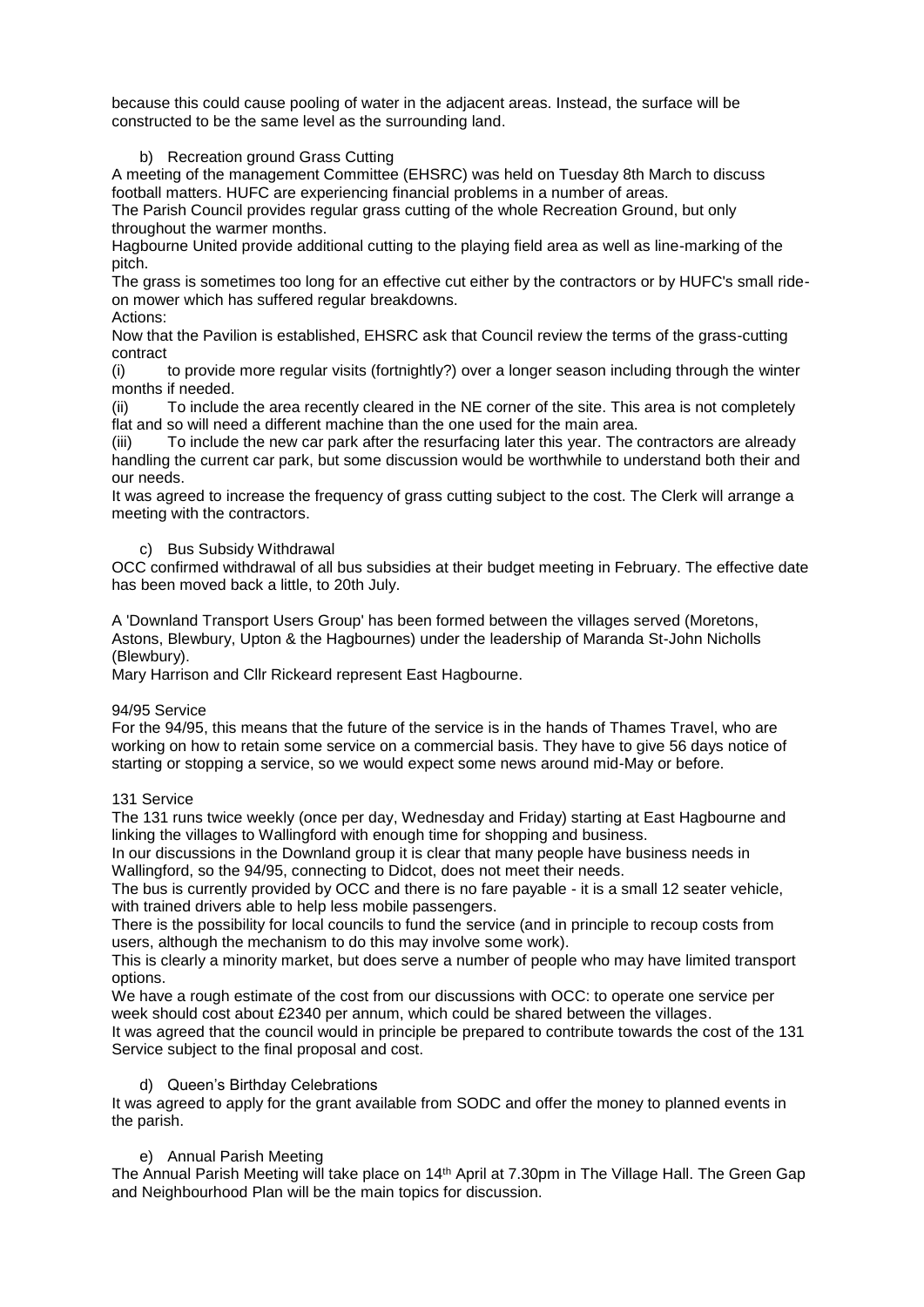because this could cause pooling of water in the adjacent areas. Instead, the surface will be constructed to be the same level as the surrounding land.

b) Recreation ground Grass Cutting

A meeting of the management Committee (EHSRC) was held on Tuesday 8th March to discuss football matters. HUFC are experiencing financial problems in a number of areas.

The Parish Council provides regular grass cutting of the whole Recreation Ground, but only throughout the warmer months.

Hagbourne United provide additional cutting to the playing field area as well as line-marking of the pitch.

The grass is sometimes too long for an effective cut either by the contractors or by HUFC's small ride-on mower which has suffered regular breakdowns.

Actions:

Now that the Pavilion is established, EHSRC ask that Council review the terms of the grass-cutting contract

(i) to provide more regular visits (fortnightly?) over a longer season including through the winter months if needed.

(ii) To include the area recently cleared in the NE corner of the site. This area is not completely flat and so will need a different machine than the one used for the main area.

(iii) To include the new car park after the resurfacing later this year. The contractors are already handling the current car park, but some discussion would be worthwhile to understand both their and our needs.

It was agreed to increase the frequency of grass cutting subject to the cost. The Clerk will arrange a meeting with the contractors.

c) Bus Subsidy Withdrawal

OCC confirmed withdrawal of all bus subsidies at their budget meeting in February. The effective date has been moved back a little, to 20th July.

A 'Downland Transport Users Group' has been formed between the villages served (Moretons, Astons, Blewbury, Upton & the Hagbournes) under the leadership of Maranda St-John Nicholls (Blewbury).

Mary Harrison and Cllr Rickeard represent East Hagbourne.

94/95 Service

For the 94/95, this means that the future of the service is in the hands of Thames Travel, who are working on how to retain some service on a commercial basis. They have to give 56 days notice of starting or stopping a service, so we would expect some news around mid-May or before.

131 Service

The 131 runs twice weekly (once per day, Wednesday and Friday) starting at East Hagbourne and linking the villages to Wallingford with enough time for shopping and business.

In our discussions in the Downland group it is clear that many people have business needs in Wallingford, so the 94/95, connecting to Didcot, does not meet their needs.

The bus is currently provided by OCC and there is no fare payable - it is a small 12 seater vehicle, with trained drivers able to help less mobile passengers.

There is the possibility for local councils to fund the service (and in principle to recoup costs from users, although the mechanism to do this may involve some work).

This is clearly a minority market, but does serve a number of people who may have limited transport options.

We have a rough estimate of the cost from our discussions with OCC: to operate one service per week should cost about £2340 per annum, which could be shared between the villages.

It was agreed that the council would in principle be prepared to contribute towards the cost of the 131 Service subject to the final proposal and cost.

d) Queen's Birthday Celebrations

It was agreed to apply for the grant available from SODC and offer the money to planned events in the parish.

e) Annual Parish Meeting

The Annual Parish Meeting will take place on 14th April at 7.30pm in The Village Hall. The Green Gap and Neighbourhood Plan will be the main topics for discussion.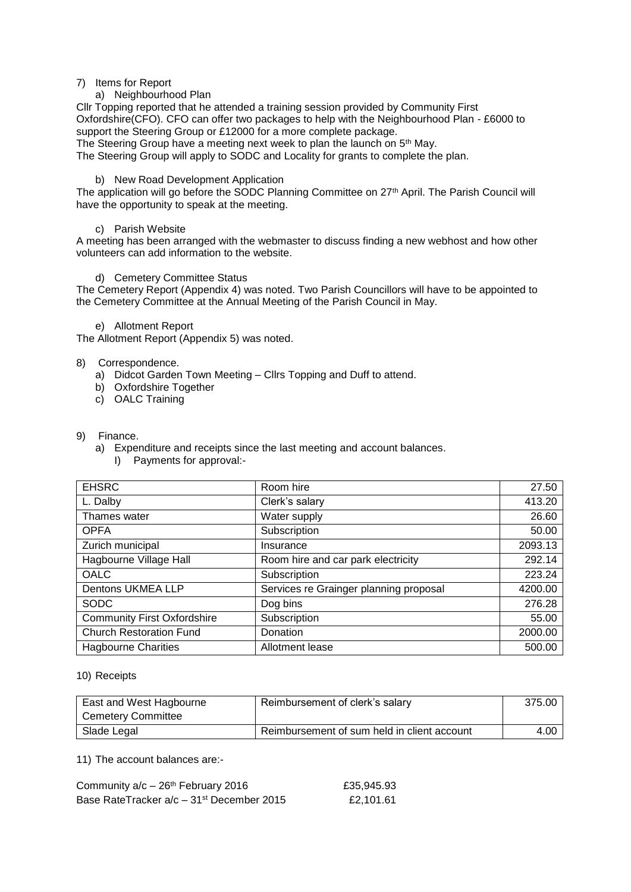7) Items for Report

a) Neighbourhood Plan

Cllr Topping reported that he attended a training session provided by Community First Oxfordshire(CFO). CFO can offer two packages to help with the Neighbourhood Plan - £6000 to support the Steering Group or £12000 for a more complete package.
The Steering Group have a meeting next week to plan the launch on 5th May.
The Steering Group will apply to SODC and Locality for grants to complete the plan.

b) New Road Development Application

The application will go before the SODC Planning Committee on 27th April. The Parish Council will have the opportunity to speak at the meeting.

c) Parish Website

A meeting has been arranged with the webmaster to discuss finding a new webhost and how other volunteers can add information to the website.

d) Cemetery Committee Status

The Cemetery Report (Appendix 4) was noted. Two Parish Councillors will have to be appointed to the Cemetery Committee at the Annual Meeting of the Parish Council in May.

e) Allotment Report

The Allotment Report (Appendix 5) was noted.

8) Correspondence.

a) Didcot Garden Town Meeting – Cllrs Topping and Duff to attend.
b) Oxfordshire Together
c) OALC Training

9) Finance.

a) Expenditure and receipts since the last meeting and account balances.

I) Payments for approval:-

| EHSRC | Room hire | 27.50 |
|---|---|---|
| L. Dalby | Clerk's salary | 413.20 |
| Thames water | Water supply | 26.60 |
| OPFA | Subscription | 50.00 |
| Zurich municipal | Insurance | 2093.13 |
| Hagbourne Village Hall | Room hire and car park electricity | 292.14 |
| OALC | Subscription | 223.24 |
| Dentons UKMEA LLP | Services re Grainger planning proposal | 4200.00 |
| SODC | Dog bins | 276.28 |
| Community First Oxfordshire | Subscription | 55.00 |
| Church Restoration Fund | Donation | 2000.00 |
| Hagbourne Charities | Allotment lease | 500.00 |

10) Receipts

| East and West Hagbourne Cemetery Committee | Reimbursement of clerk's salary | 375.00 |
|---|---|---|
| Slade Legal | Reimbursement of sum held in client account | 4.00 |

11) The account balances are:-

Community a/c – 26th February 2016 £35,945.93
Base RateTracker a/c – 31st December 2015 £2,101.61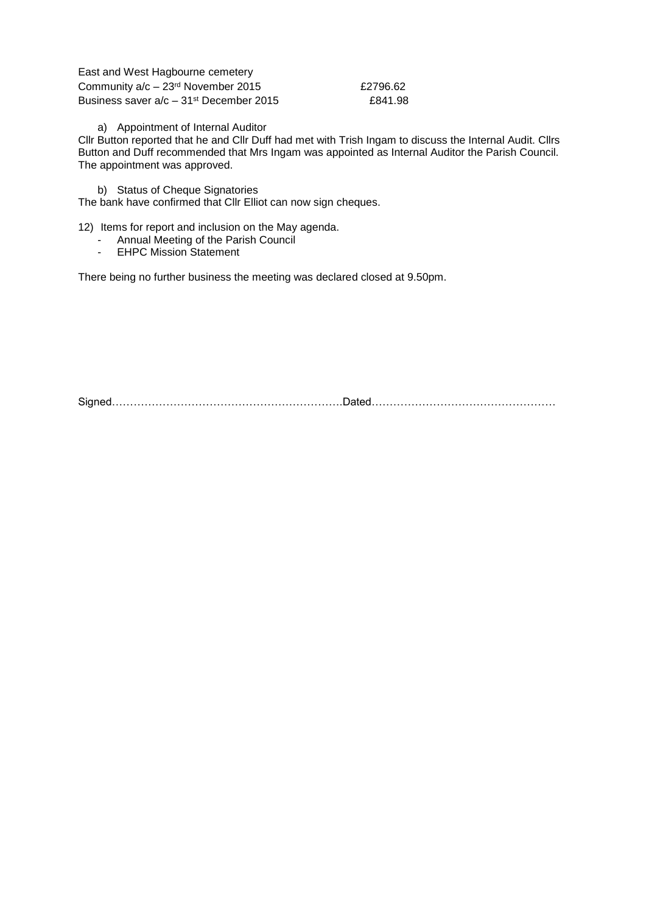East and West Hagbourne cemetery

| | |
|---|---|
| Community a/c – 23rd November 2015 | £2796.62 |
| Business saver a/c – 31st December 2015 | £841.98 |

a) Appointment of Internal Auditor

Cllr Button reported that he and Cllr Duff had met with Trish Ingam to discuss the Internal Audit. Cllrs Button and Duff recommended that Mrs Ingam was appointed as Internal Auditor the Parish Council. The appointment was approved.

b) Status of Cheque Signatories

The bank have confirmed that Cllr Elliot can now sign cheques.

12) Items for report and inclusion on the May agenda.

- Annual Meeting of the Parish Council
- EHPC Mission Statement

There being no further business the meeting was declared closed at 9.50pm.

Signed……………………………………………………….Dated……………………………………………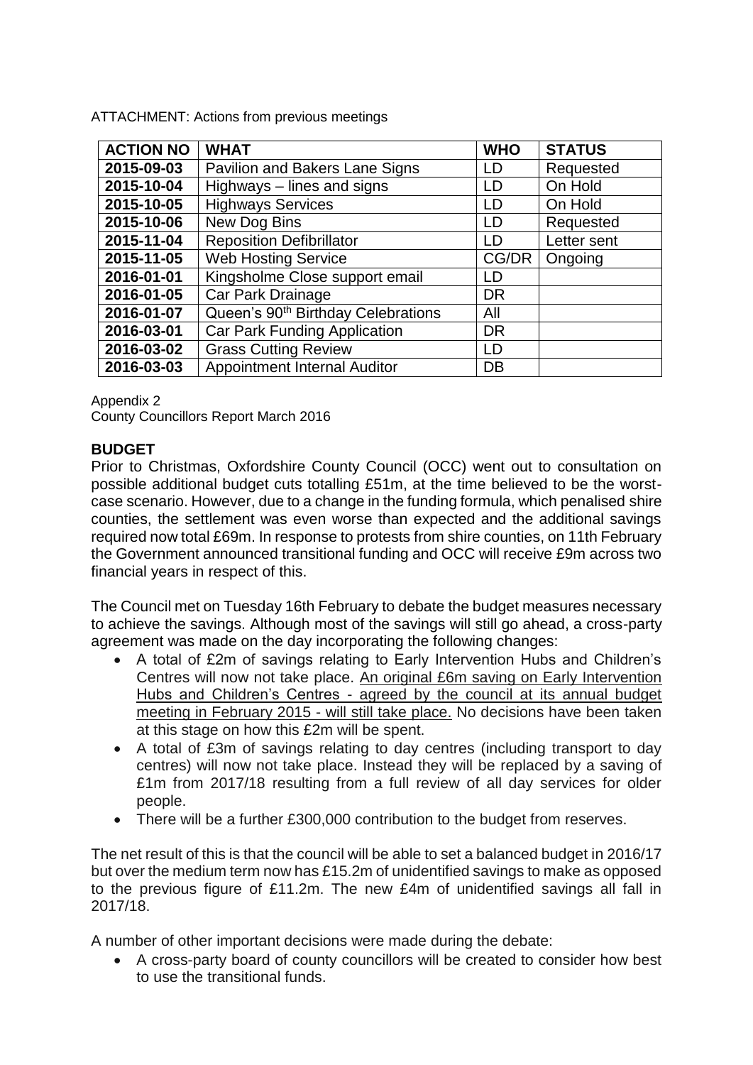ATTACHMENT: Actions from previous meetings

| ACTION NO | WHAT | WHO | STATUS |
|---|---|---|---|
| 2015-09-03 | Pavilion and Bakers Lane Signs | LD | Requested |
| 2015-10-04 | Highways – lines and signs | LD | On Hold |
| 2015-10-05 | Highways Services | LD | On Hold |
| 2015-10-06 | New Dog Bins | LD | Requested |
| 2015-11-04 | Reposition Defibrillator | LD | Letter sent |
| 2015-11-05 | Web Hosting Service | CG/DR | Ongoing |
| 2016-01-01 | Kingsholme Close support email | LD | |
| 2016-01-05 | Car Park Drainage | DR | |
| 2016-01-07 | Queen's 90th Birthday Celebrations | All | |
| 2016-03-01 | Car Park Funding Application | DR | |
| 2016-03-02 | Grass Cutting Review | LD | |
| 2016-03-03 | Appointment Internal Auditor | DB | |

Appendix 2
County Councillors Report March 2016

**BUDGET**

Prior to Christmas, Oxfordshire County Council (OCC) went out to consultation on possible additional budget cuts totalling £51m, at the time believed to be the worst-case scenario. However, due to a change in the funding formula, which penalised shire counties, the settlement was even worse than expected and the additional savings required now total £69m. In response to protests from shire counties, on 11th February the Government announced transitional funding and OCC will receive £9m across two financial years in respect of this.

The Council met on Tuesday 16th February to debate the budget measures necessary to achieve the savings. Although most of the savings will still go ahead, a cross-party agreement was made on the day incorporating the following changes:

- A total of £2m of savings relating to Early Intervention Hubs and Children's Centres will now not take place. An original £6m saving on Early Intervention Hubs and Children's Centres - agreed by the council at its annual budget meeting in February 2015 - will still take place. No decisions have been taken at this stage on how this £2m will be spent.
- A total of £3m of savings relating to day centres (including transport to day centres) will now not take place. Instead they will be replaced by a saving of £1m from 2017/18 resulting from a full review of all day services for older people.
- There will be a further £300,000 contribution to the budget from reserves.

The net result of this is that the council will be able to set a balanced budget in 2016/17 but over the medium term now has £15.2m of unidentified savings to make as opposed to the previous figure of £11.2m. The new £4m of unidentified savings all fall in 2017/18.

A number of other important decisions were made during the debate:

- A cross-party board of county councillors will be created to consider how best to use the transitional funds.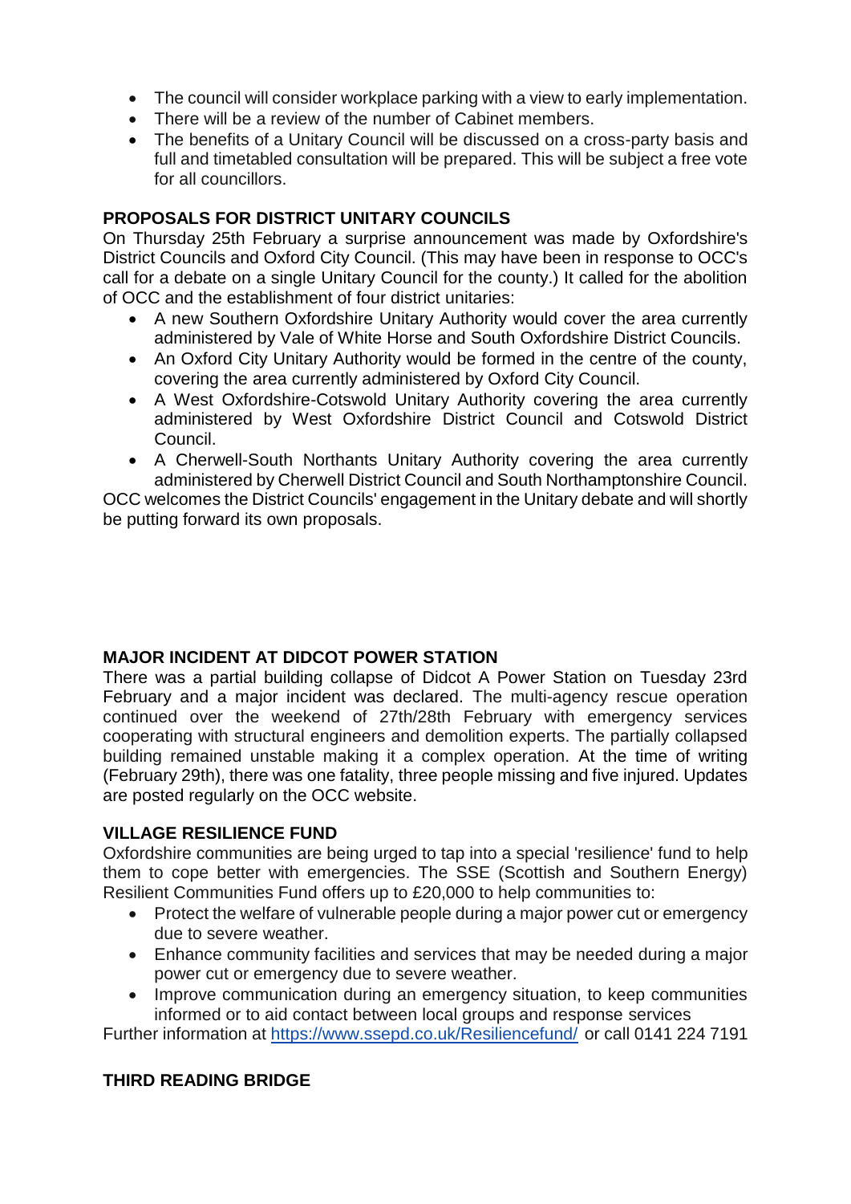- The council will consider workplace parking with a view to early implementation.
- There will be a review of the number of Cabinet members.
- The benefits of a Unitary Council will be discussed on a cross-party basis and full and timetabled consultation will be prepared. This will be subject a free vote for all councillors.

**PROPOSALS FOR DISTRICT UNITARY COUNCILS**

On Thursday 25th February a surprise announcement was made by Oxfordshire's District Councils and Oxford City Council. (This may have been in response to OCC's call for a debate on a single Unitary Council for the county.) It called for the abolition of OCC and the establishment of four district unitaries:

- A new Southern Oxfordshire Unitary Authority would cover the area currently administered by Vale of White Horse and South Oxfordshire District Councils.
- An Oxford City Unitary Authority would be formed in the centre of the county, covering the area currently administered by Oxford City Council.
- A West Oxfordshire-Cotswold Unitary Authority covering the area currently administered by West Oxfordshire District Council and Cotswold District Council.
- A Cherwell-South Northants Unitary Authority covering the area currently administered by Cherwell District Council and South Northamptonshire Council.

OCC welcomes the District Councils' engagement in the Unitary debate and will shortly be putting forward its own proposals.

**MAJOR INCIDENT AT DIDCOT POWER STATION**

There was a partial building collapse of Didcot A Power Station on Tuesday 23rd February and a major incident was declared. The multi-agency rescue operation continued over the weekend of 27th/28th February with emergency services cooperating with structural engineers and demolition experts. The partially collapsed building remained unstable making it a complex operation. At the time of writing (February 29th), there was one fatality, three people missing and five injured. Updates are posted regularly on the OCC website.

**VILLAGE RESILIENCE FUND**

Oxfordshire communities are being urged to tap into a special 'resilience' fund to help them to cope better with emergencies. The SSE (Scottish and Southern Energy) Resilient Communities Fund offers up to £20,000 to help communities to:

- Protect the welfare of vulnerable people during a major power cut or emergency due to severe weather.
- Enhance community facilities and services that may be needed during a major power cut or emergency due to severe weather.
- Improve communication during an emergency situation, to keep communities informed or to aid contact between local groups and response services

Further information at https://www.ssepd.co.uk/Resiliencefund/ or call 0141 224 7191

**THIRD READING BRIDGE**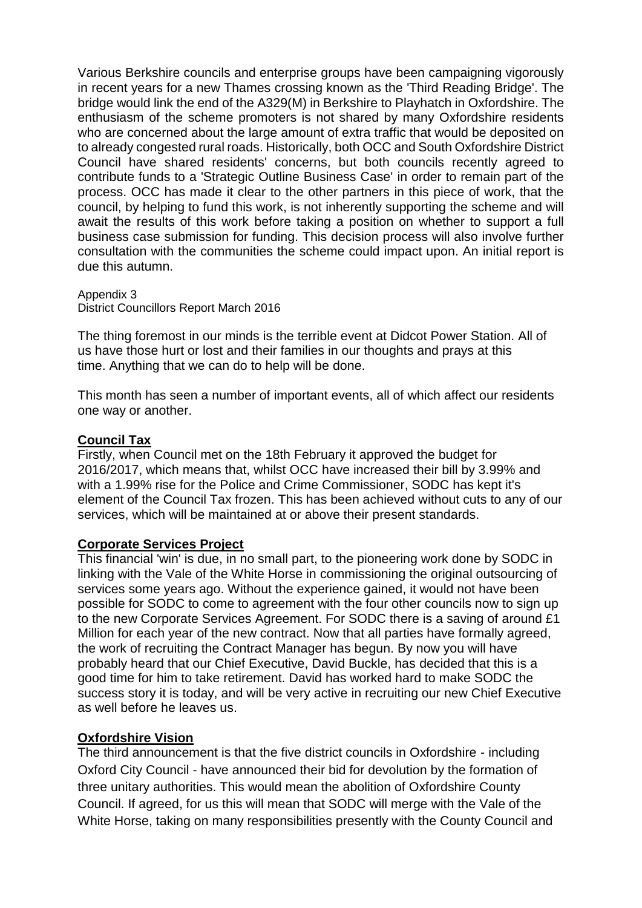Various Berkshire councils and enterprise groups have been campaigning vigorously in recent years for a new Thames crossing known as the 'Third Reading Bridge'. The bridge would link the end of the A329(M) in Berkshire to Playhatch in Oxfordshire. The enthusiasm of the scheme promoters is not shared by many Oxfordshire residents who are concerned about the large amount of extra traffic that would be deposited on to already congested rural roads. Historically, both OCC and South Oxfordshire District Council have shared residents' concerns, but both councils recently agreed to contribute funds to a 'Strategic Outline Business Case' in order to remain part of the process. OCC has made it clear to the other partners in this piece of work, that the council, by helping to fund this work, is not inherently supporting the scheme and will await the results of this work before taking a position on whether to support a full business case submission for funding. This decision process will also involve further consultation with the communities the scheme could impact upon. An initial report is due this autumn.

Appendix 3
District Councillors Report March 2016

The thing foremost in our minds is the terrible event at Didcot Power Station. All of us have those hurt or lost and their families in our thoughts and prays at this time. Anything that we can do to help will be done.

This month has seen a number of important events, all of which affect our residents one way or another.

**Council Tax**

Firstly, when Council met on the 18th February it approved the budget for 2016/2017, which means that, whilst OCC have increased their bill by 3.99% and with a 1.99% rise for the Police and Crime Commissioner, SODC has kept it's element of the Council Tax frozen. This has been achieved without cuts to any of our services, which will be maintained at or above their present standards.

**Corporate Services Project**

This financial 'win' is due, in no small part, to the pioneering work done by SODC in linking with the Vale of the White Horse in commissioning the original outsourcing of services some years ago. Without the experience gained, it would not have been possible for SODC to come to agreement with the four other councils now to sign up to the new Corporate Services Agreement. For SODC there is a saving of around £1 Million for each year of the new contract. Now that all parties have formally agreed, the work of recruiting the Contract Manager has begun. By now you will have probably heard that our Chief Executive, David Buckle, has decided that this is a good time for him to take retirement. David has worked hard to make SODC the success story it is today, and will be very active in recruiting our new Chief Executive as well before he leaves us.

**Oxfordshire Vision**

The third announcement is that the five district councils in Oxfordshire - including Oxford City Council - have announced their bid for devolution by the formation of three unitary authorities. This would mean the abolition of Oxfordshire County Council. If agreed, for us this will mean that SODC will merge with the Vale of the White Horse, taking on many responsibilities presently with the County Council and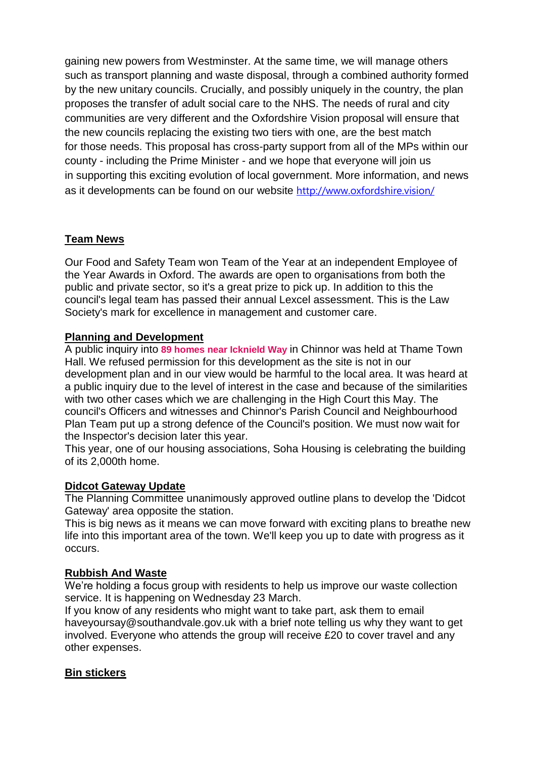gaining new powers from Westminster. At the same time, we will manage others such as transport planning and waste disposal, through a combined authority formed by the new unitary councils. Crucially, and possibly uniquely in the country, the plan proposes the transfer of adult social care to the NHS. The needs of rural and city communities are very different and the Oxfordshire Vision proposal will ensure that the new councils replacing the existing two tiers with one, are the best match for those needs. This proposal has cross-party support from all of the MPs within our county - including the Prime Minister - and we hope that everyone will join us in supporting this exciting evolution of local government. More information, and news as it developments can be found on our website http://www.oxfordshire.vision/

## Team News

Our Food and Safety Team won Team of the Year at an independent Employee of the Year Awards in Oxford. The awards are open to organisations from both the public and private sector, so it's a great prize to pick up. In addition to this the council's legal team has passed their annual Lexcel assessment. This is the Law Society's mark for excellence in management and customer care.

## Planning and Development

A public inquiry into **89 homes near Icknield Way** in Chinnor was held at Thame Town Hall. We refused permission for this development as the site is not in our development plan and in our view would be harmful to the local area. It was heard at a public inquiry due to the level of interest in the case and because of the similarities with two other cases which we are challenging in the High Court this May. The council's Officers and witnesses and Chinnor's Parish Council and Neighbourhood Plan Team put up a strong defence of the Council's position. We must now wait for the Inspector's decision later this year.

This year, one of our housing associations, Soha Housing is celebrating the building of its 2,000th home.

## Didcot Gateway Update

The Planning Committee unanimously approved outline plans to develop the 'Didcot Gateway' area opposite the station.

This is big news as it means we can move forward with exciting plans to breathe new life into this important area of the town. We'll keep you up to date with progress as it occurs.

## Rubbish And Waste

We're holding a focus group with residents to help us improve our waste collection service. It is happening on Wednesday 23 March.

If you know of any residents who might want to take part, ask them to email haveyoursay@southandvale.gov.uk with a brief note telling us why they want to get involved. Everyone who attends the group will receive £20 to cover travel and any other expenses.

## Bin stickers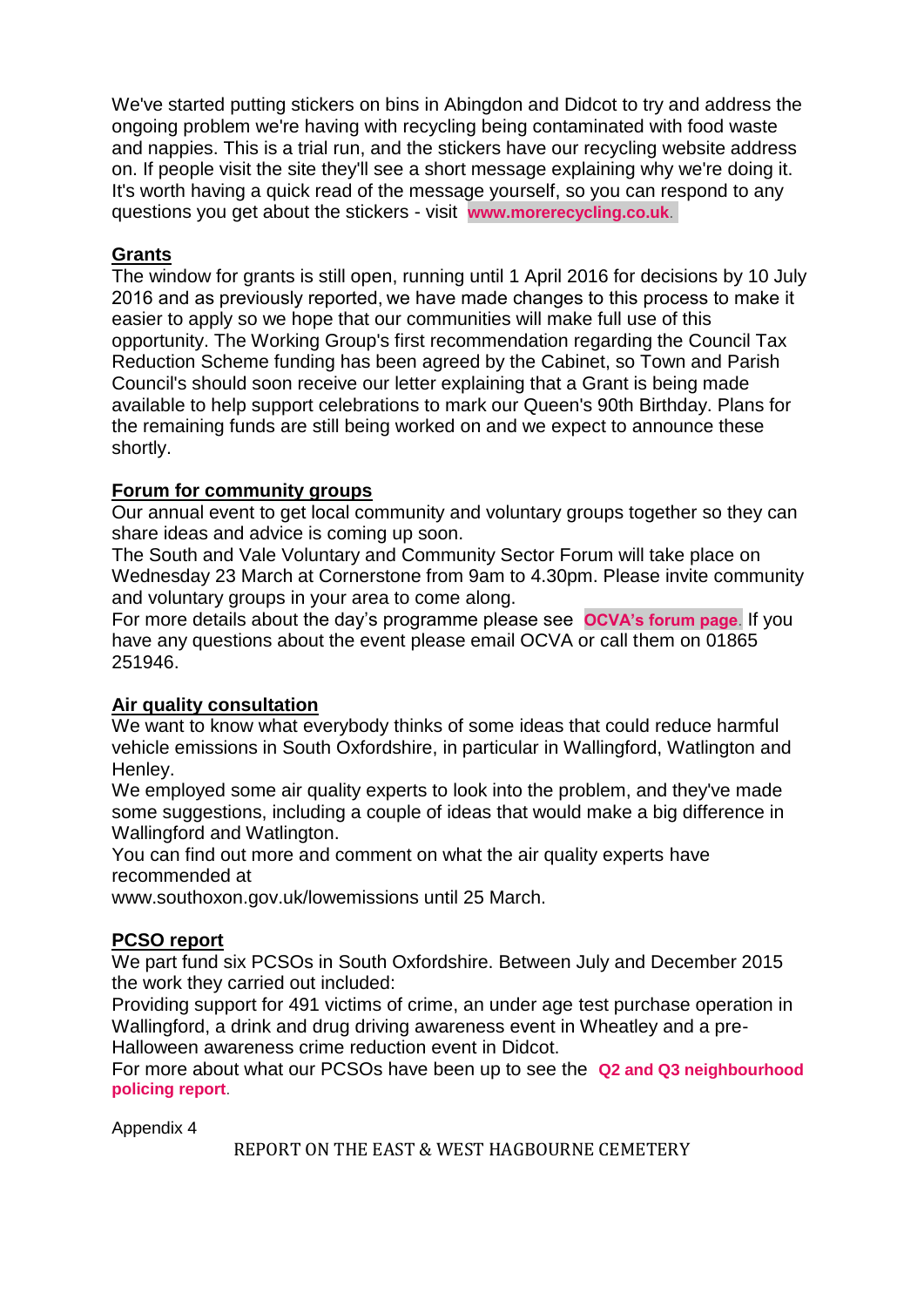We've started putting stickers on bins in Abingdon and Didcot to try and address the ongoing problem we're having with recycling being contaminated with food waste and nappies. This is a trial run, and the stickers have our recycling website address on. If people visit the site they'll see a short message explaining why we're doing it. It's worth having a quick read of the message yourself, so you can respond to any questions you get about the stickers - visit **www.morerecycling.co.uk**.

**Grants**

The window for grants is still open, running until 1 April 2016 for decisions by 10 July 2016 and as previously reported, we have made changes to this process to make it easier to apply so we hope that our communities will make full use of this opportunity. The Working Group's first recommendation regarding the Council Tax Reduction Scheme funding has been agreed by the Cabinet, so Town and Parish Council's should soon receive our letter explaining that a Grant is being made available to help support celebrations to mark our Queen's 90th Birthday. Plans for the remaining funds are still being worked on and we expect to announce these shortly.

**Forum for community groups**

Our annual event to get local community and voluntary groups together so they can share ideas and advice is coming up soon.

The South and Vale Voluntary and Community Sector Forum will take place on Wednesday 23 March at Cornerstone from 9am to 4.30pm. Please invite community and voluntary groups in your area to come along.

For more details about the day's programme please see **OCVA's forum page**. If you have any questions about the event please email OCVA or call them on 01865 251946.

**Air quality consultation**

We want to know what everybody thinks of some ideas that could reduce harmful vehicle emissions in South Oxfordshire, in particular in Wallingford, Watlington and Henley.

We employed some air quality experts to look into the problem, and they've made some suggestions, including a couple of ideas that would make a big difference in Wallingford and Watlington.

You can find out more and comment on what the air quality experts have recommended at

www.southoxon.gov.uk/lowemissions until 25 March.

**PCSO report**

We part fund six PCSOs in South Oxfordshire. Between July and December 2015 the work they carried out included:

Providing support for 491 victims of crime, an under age test purchase operation in Wallingford, a drink and drug driving awareness event in Wheatley and a pre-Halloween awareness crime reduction event in Didcot.

For more about what our PCSOs have been up to see the **Q2 and Q3 neighbourhood policing report**.

Appendix 4

REPORT ON THE EAST & WEST HAGBOURNE CEMETERY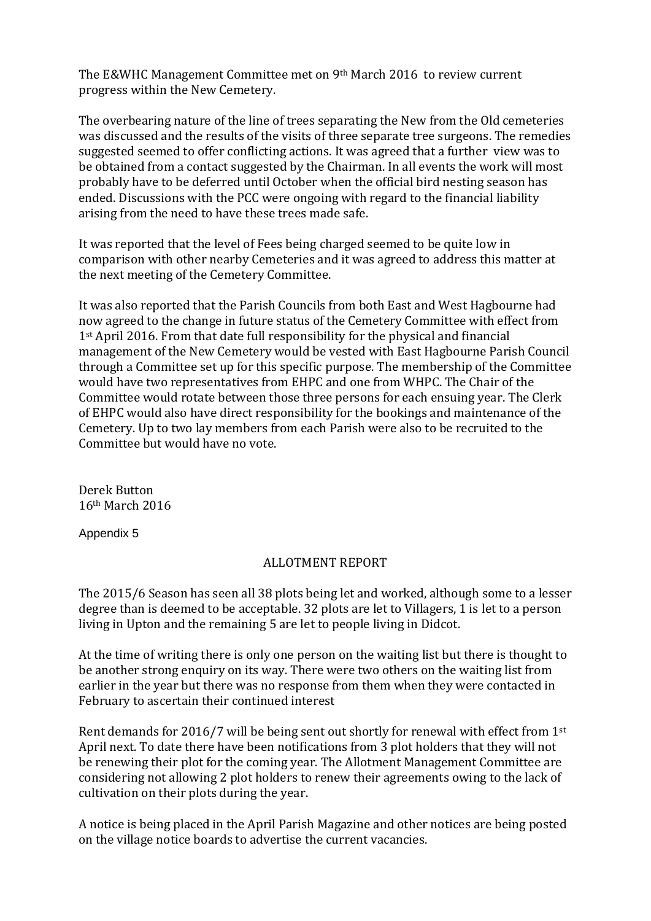The E&WHC Management Committee met on 9th March 2016 to review current progress within the New Cemetery.

The overbearing nature of the line of trees separating the New from the Old cemeteries was discussed and the results of the visits of three separate tree surgeons. The remedies suggested seemed to offer conflicting actions. It was agreed that a further view was to be obtained from a contact suggested by the Chairman. In all events the work will most probably have to be deferred until October when the official bird nesting season has ended. Discussions with the PCC were ongoing with regard to the financial liability arising from the need to have these trees made safe.

It was reported that the level of Fees being charged seemed to be quite low in comparison with other nearby Cemeteries and it was agreed to address this matter at the next meeting of the Cemetery Committee.

It was also reported that the Parish Councils from both East and West Hagbourne had now agreed to the change in future status of the Cemetery Committee with effect from 1st April 2016. From that date full responsibility for the physical and financial management of the New Cemetery would be vested with East Hagbourne Parish Council through a Committee set up for this specific purpose. The membership of the Committee would have two representatives from EHPC and one from WHPC. The Chair of the Committee would rotate between those three persons for each ensuing year. The Clerk of EHPC would also have direct responsibility for the bookings and maintenance of the Cemetery. Up to two lay members from each Parish were also to be recruited to the Committee but would have no vote.

Derek Button
16th March 2016

Appendix 5

## ALLOTMENT REPORT

The 2015/6 Season has seen all 38 plots being let and worked, although some to a lesser degree than is deemed to be acceptable. 32 plots are let to Villagers, 1 is let to a person living in Upton and the remaining 5 are let to people living in Didcot.

At the time of writing there is only one person on the waiting list but there is thought to be another strong enquiry on its way. There were two others on the waiting list from earlier in the year but there was no response from them when they were contacted in February to ascertain their continued interest

Rent demands for 2016/7 will be being sent out shortly for renewal with effect from 1st April next. To date there have been notifications from 3 plot holders that they will not be renewing their plot for the coming year. The Allotment Management Committee are considering not allowing 2 plot holders to renew their agreements owing to the lack of cultivation on their plots during the year.

A notice is being placed in the April Parish Magazine and other notices are being posted on the village notice boards to advertise the current vacancies.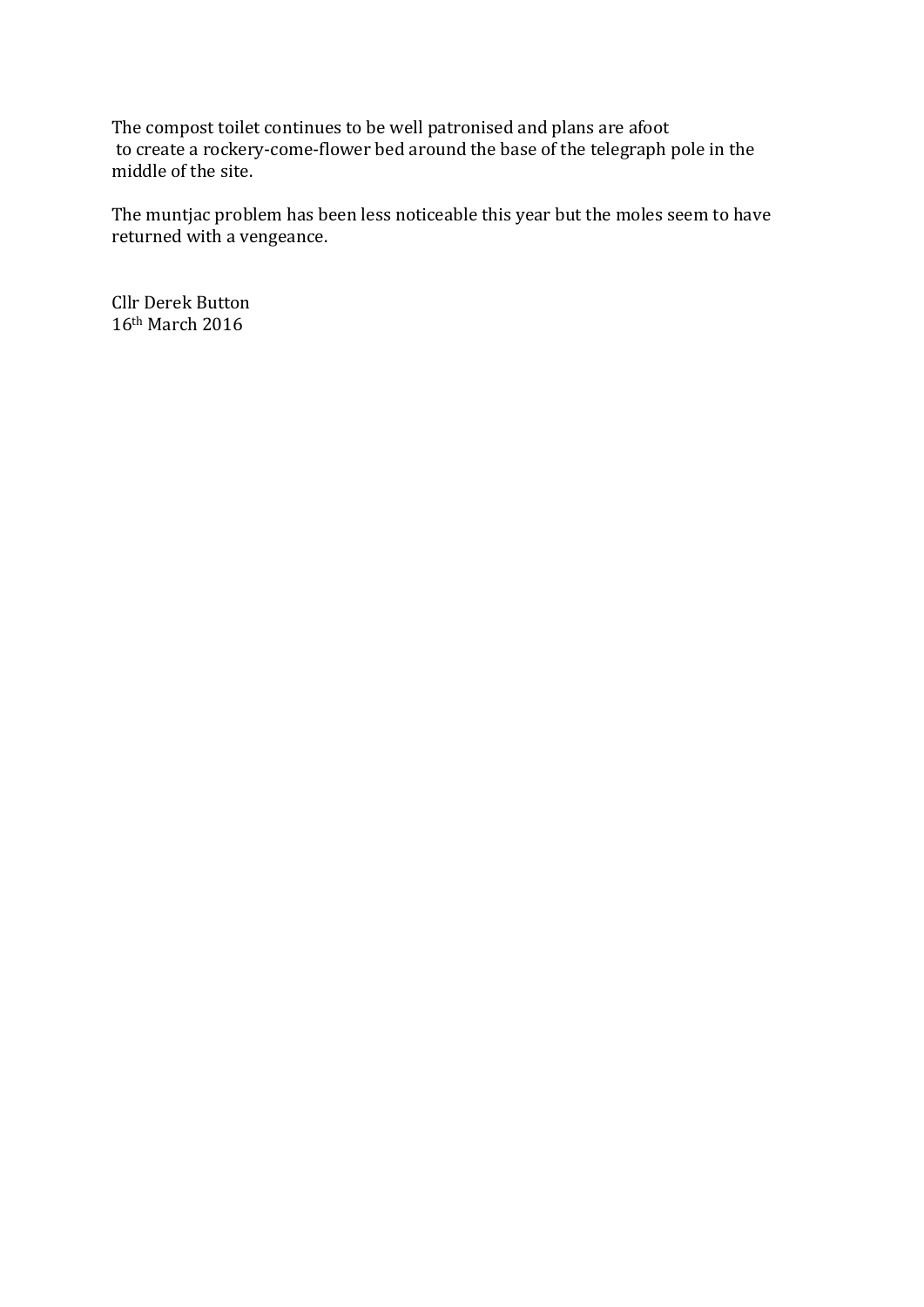The compost toilet continues to be well patronised and plans are afoot to create a rockery-come-flower bed around the base of the telegraph pole in the middle of the site.

The muntjac problem has been less noticeable this year but the moles seem to have returned with a vengeance.

Cllr Derek Button
16th March 2016